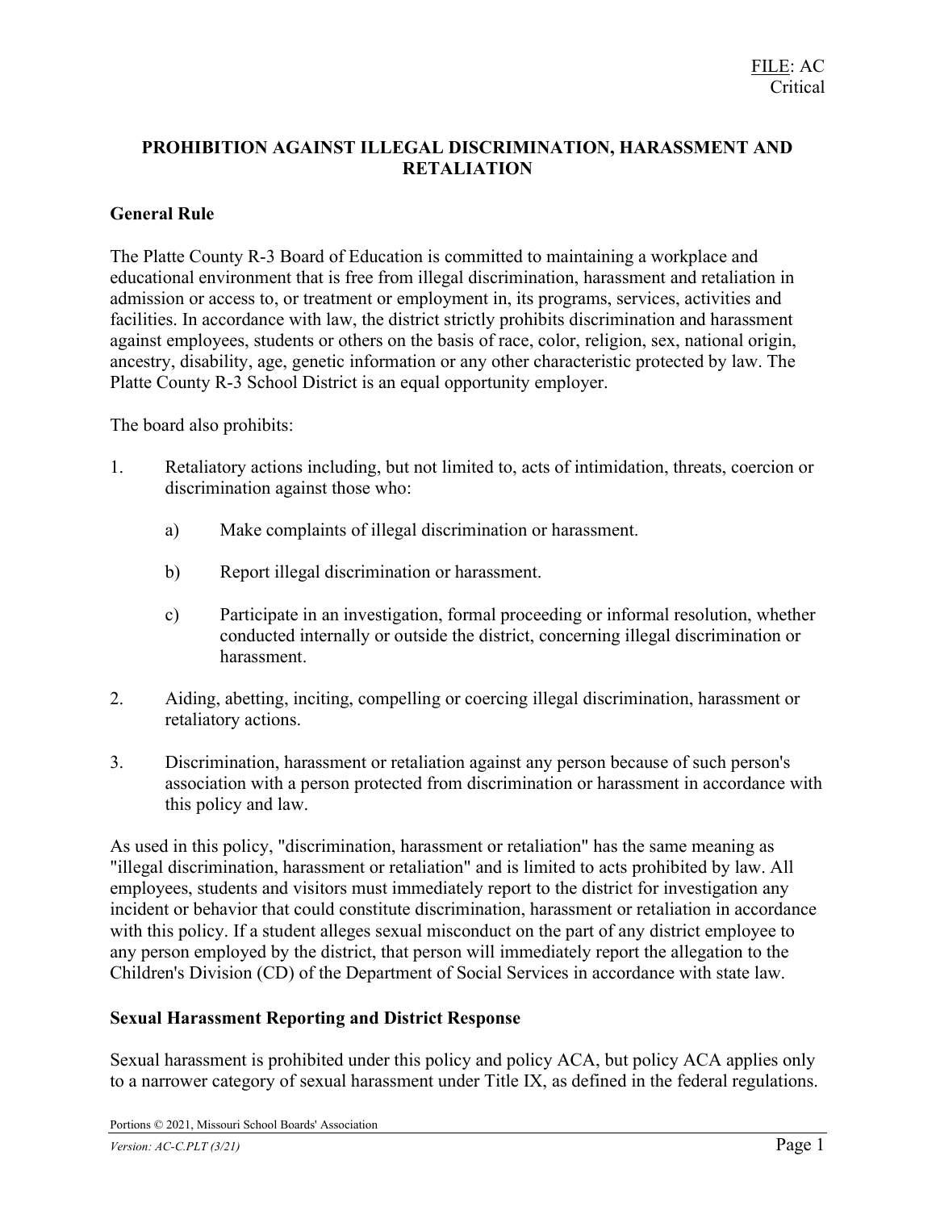FILE: AC
Critical

# PROHIBITION AGAINST ILLEGAL DISCRIMINATION, HARASSMENT AND RETALIATION

## General Rule

The Platte County R-3 Board of Education is committed to maintaining a workplace and educational environment that is free from illegal discrimination, harassment and retaliation in admission or access to, or treatment or employment in, its programs, services, activities and facilities. In accordance with law, the district strictly prohibits discrimination and harassment against employees, students or others on the basis of race, color, religion, sex, national origin, ancestry, disability, age, genetic information or any other characteristic protected by law. The Platte County R-3 School District is an equal opportunity employer.

The board also prohibits:

1. Retaliatory actions including, but not limited to, acts of intimidation, threats, coercion or discrimination against those who:

   a) Make complaints of illegal discrimination or harassment.

   b) Report illegal discrimination or harassment.

   c) Participate in an investigation, formal proceeding or informal resolution, whether conducted internally or outside the district, concerning illegal discrimination or harassment.

2. Aiding, abetting, inciting, compelling or coercing illegal discrimination, harassment or retaliatory actions.

3. Discrimination, harassment or retaliation against any person because of such person's association with a person protected from discrimination or harassment in accordance with this policy and law.

As used in this policy, "discrimination, harassment or retaliation" has the same meaning as "illegal discrimination, harassment or retaliation" and is limited to acts prohibited by law. All employees, students and visitors must immediately report to the district for investigation any incident or behavior that could constitute discrimination, harassment or retaliation in accordance with this policy. If a student alleges sexual misconduct on the part of any district employee to any person employed by the district, that person will immediately report the allegation to the Children's Division (CD) of the Department of Social Services in accordance with state law.

## Sexual Harassment Reporting and District Response

Sexual harassment is prohibited under this policy and policy ACA, but policy ACA applies only to a narrower category of sexual harassment under Title IX, as defined in the federal regulations.

Portions © 2021, Missouri School Boards' Association

*Version: AC-C.PLT (3/21)*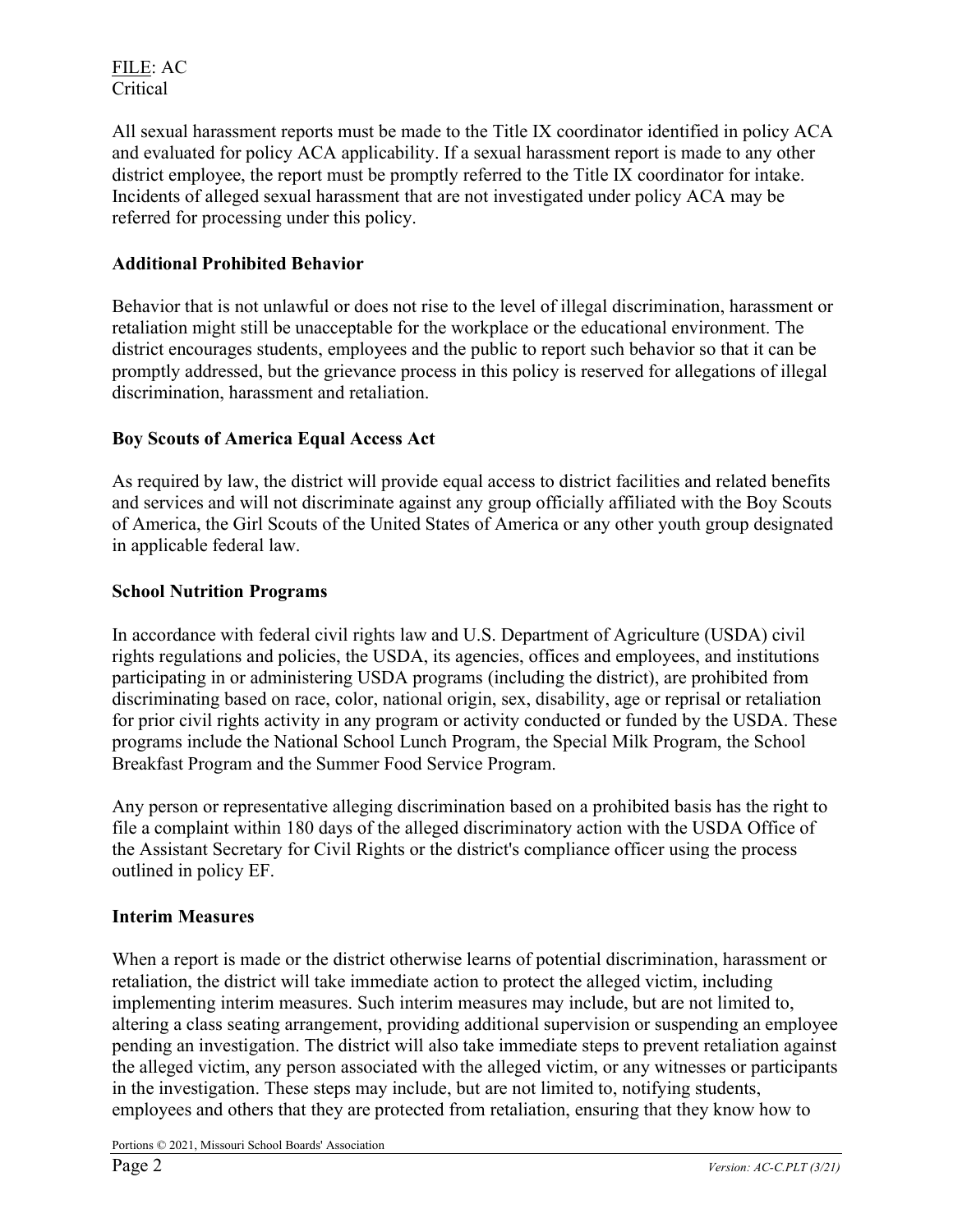All sexual harassment reports must be made to the Title IX coordinator identified in policy ACA and evaluated for policy ACA applicability. If a sexual harassment report is made to any other district employee, the report must be promptly referred to the Title IX coordinator for intake. Incidents of alleged sexual harassment that are not investigated under policy ACA may be referred for processing under this policy.

### Additional Prohibited Behavior

Behavior that is not unlawful or does not rise to the level of illegal discrimination, harassment or retaliation might still be unacceptable for the workplace or the educational environment. The district encourages students, employees and the public to report such behavior so that it can be promptly addressed, but the grievance process in this policy is reserved for allegations of illegal discrimination, harassment and retaliation.

### Boy Scouts of America Equal Access Act

As required by law, the district will provide equal access to district facilities and related benefits and services and will not discriminate against any group officially affiliated with the Boy Scouts of America, the Girl Scouts of the United States of America or any other youth group designated in applicable federal law.

### School Nutrition Programs

In accordance with federal civil rights law and U.S. Department of Agriculture (USDA) civil rights regulations and policies, the USDA, its agencies, offices and employees, and institutions participating in or administering USDA programs (including the district), are prohibited from discriminating based on race, color, national origin, sex, disability, age or reprisal or retaliation for prior civil rights activity in any program or activity conducted or funded by the USDA. These programs include the National School Lunch Program, the Special Milk Program, the School Breakfast Program and the Summer Food Service Program.

Any person or representative alleging discrimination based on a prohibited basis has the right to file a complaint within 180 days of the alleged discriminatory action with the USDA Office of the Assistant Secretary for Civil Rights or the district's compliance officer using the process outlined in policy EF.

### Interim Measures

When a report is made or the district otherwise learns of potential discrimination, harassment or retaliation, the district will take immediate action to protect the alleged victim, including implementing interim measures. Such interim measures may include, but are not limited to, altering a class seating arrangement, providing additional supervision or suspending an employee pending an investigation. The district will also take immediate steps to prevent retaliation against the alleged victim, any person associated with the alleged victim, or any witnesses or participants in the investigation. These steps may include, but are not limited to, notifying students, employees and others that they are protected from retaliation, ensuring that they know how to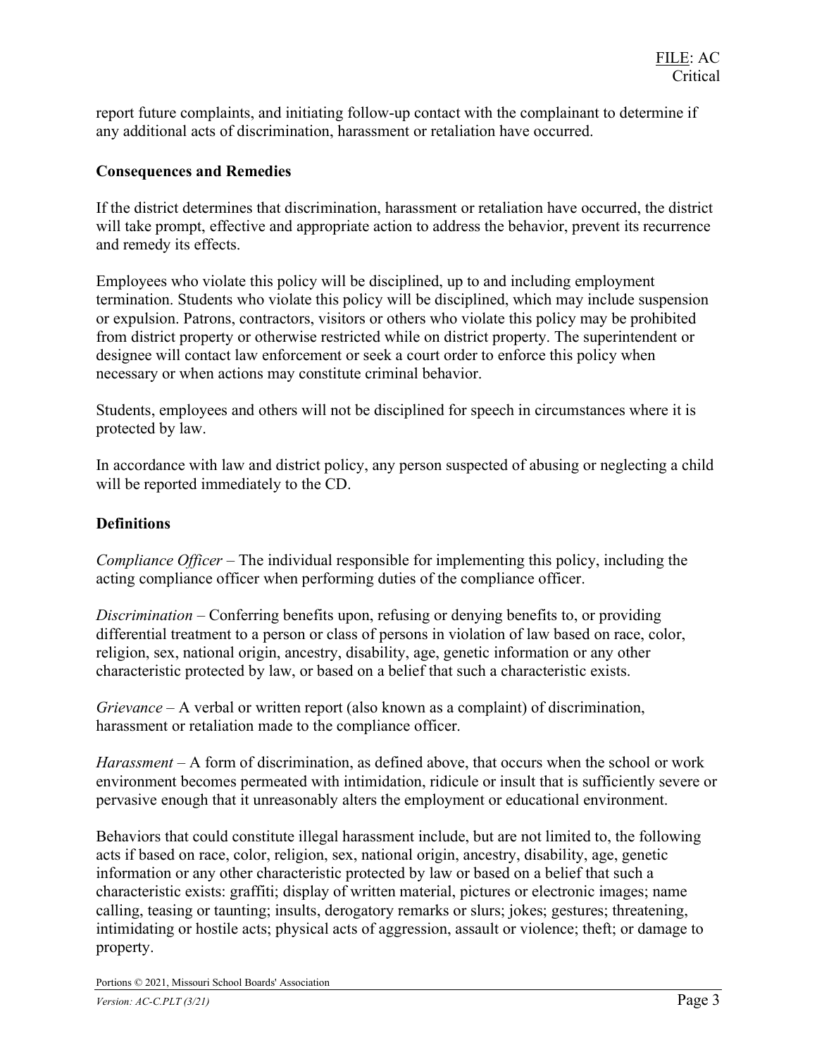report future complaints, and initiating follow-up contact with the complainant to determine if any additional acts of discrimination, harassment or retaliation have occurred.

### Consequences and Remedies

If the district determines that discrimination, harassment or retaliation have occurred, the district will take prompt, effective and appropriate action to address the behavior, prevent its recurrence and remedy its effects.

Employees who violate this policy will be disciplined, up to and including employment termination. Students who violate this policy will be disciplined, which may include suspension or expulsion. Patrons, contractors, visitors or others who violate this policy may be prohibited from district property or otherwise restricted while on district property. The superintendent or designee will contact law enforcement or seek a court order to enforce this policy when necessary or when actions may constitute criminal behavior.

Students, employees and others will not be disciplined for speech in circumstances where it is protected by law.

In accordance with law and district policy, any person suspected of abusing or neglecting a child will be reported immediately to the CD.

### Definitions

*Compliance Officer* – The individual responsible for implementing this policy, including the acting compliance officer when performing duties of the compliance officer.

*Discrimination* – Conferring benefits upon, refusing or denying benefits to, or providing differential treatment to a person or class of persons in violation of law based on race, color, religion, sex, national origin, ancestry, disability, age, genetic information or any other characteristic protected by law, or based on a belief that such a characteristic exists.

*Grievance* – A verbal or written report (also known as a complaint) of discrimination, harassment or retaliation made to the compliance officer.

*Harassment* – A form of discrimination, as defined above, that occurs when the school or work environment becomes permeated with intimidation, ridicule or insult that is sufficiently severe or pervasive enough that it unreasonably alters the employment or educational environment.

Behaviors that could constitute illegal harassment include, but are not limited to, the following acts if based on race, color, religion, sex, national origin, ancestry, disability, age, genetic information or any other characteristic protected by law or based on a belief that such a characteristic exists: graffiti; display of written material, pictures or electronic images; name calling, teasing or taunting; insults, derogatory remarks or slurs; jokes; gestures; threatening, intimidating or hostile acts; physical acts of aggression, assault or violence; theft; or damage to property.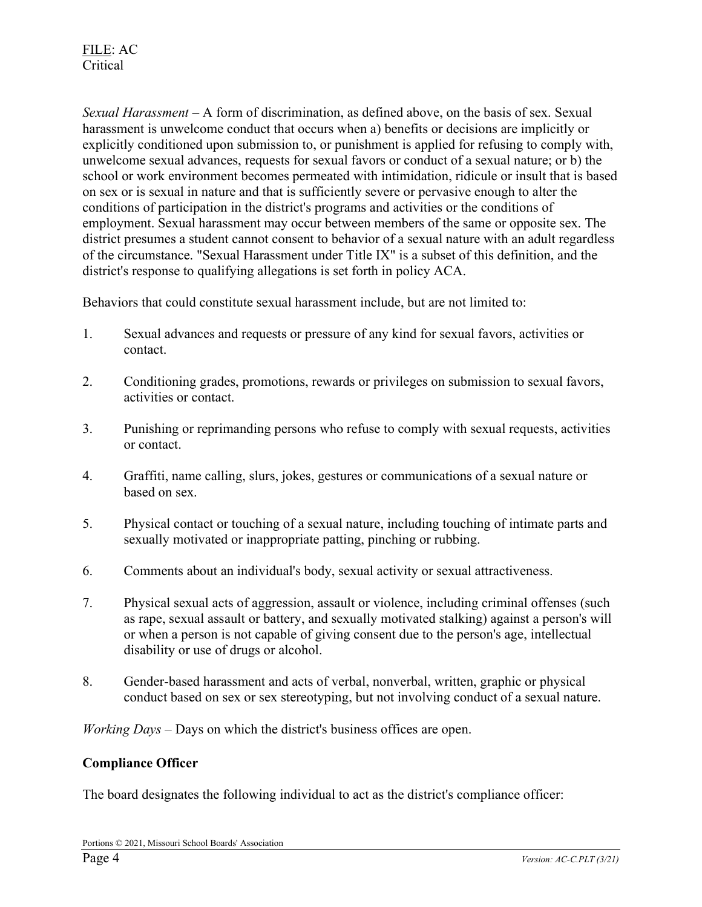*Sexual Harassment* – A form of discrimination, as defined above, on the basis of sex. Sexual harassment is unwelcome conduct that occurs when a) benefits or decisions are implicitly or explicitly conditioned upon submission to, or punishment is applied for refusing to comply with, unwelcome sexual advances, requests for sexual favors or conduct of a sexual nature; or b) the school or work environment becomes permeated with intimidation, ridicule or insult that is based on sex or is sexual in nature and that is sufficiently severe or pervasive enough to alter the conditions of participation in the district's programs and activities or the conditions of employment. Sexual harassment may occur between members of the same or opposite sex. The district presumes a student cannot consent to behavior of a sexual nature with an adult regardless of the circumstance. "Sexual Harassment under Title IX" is a subset of this definition, and the district's response to qualifying allegations is set forth in policy ACA.

Behaviors that could constitute sexual harassment include, but are not limited to:

1. Sexual advances and requests or pressure of any kind for sexual favors, activities or contact.
2. Conditioning grades, promotions, rewards or privileges on submission to sexual favors, activities or contact.
3. Punishing or reprimanding persons who refuse to comply with sexual requests, activities or contact.
4. Graffiti, name calling, slurs, jokes, gestures or communications of a sexual nature or based on sex.
5. Physical contact or touching of a sexual nature, including touching of intimate parts and sexually motivated or inappropriate patting, pinching or rubbing.
6. Comments about an individual's body, sexual activity or sexual attractiveness.
7. Physical sexual acts of aggression, assault or violence, including criminal offenses (such as rape, sexual assault or battery, and sexually motivated stalking) against a person's will or when a person is not capable of giving consent due to the person's age, intellectual disability or use of drugs or alcohol.
8. Gender-based harassment and acts of verbal, nonverbal, written, graphic or physical conduct based on sex or sex stereotyping, but not involving conduct of a sexual nature.

*Working Days* – Days on which the district's business offices are open.

**Compliance Officer**

The board designates the following individual to act as the district's compliance officer: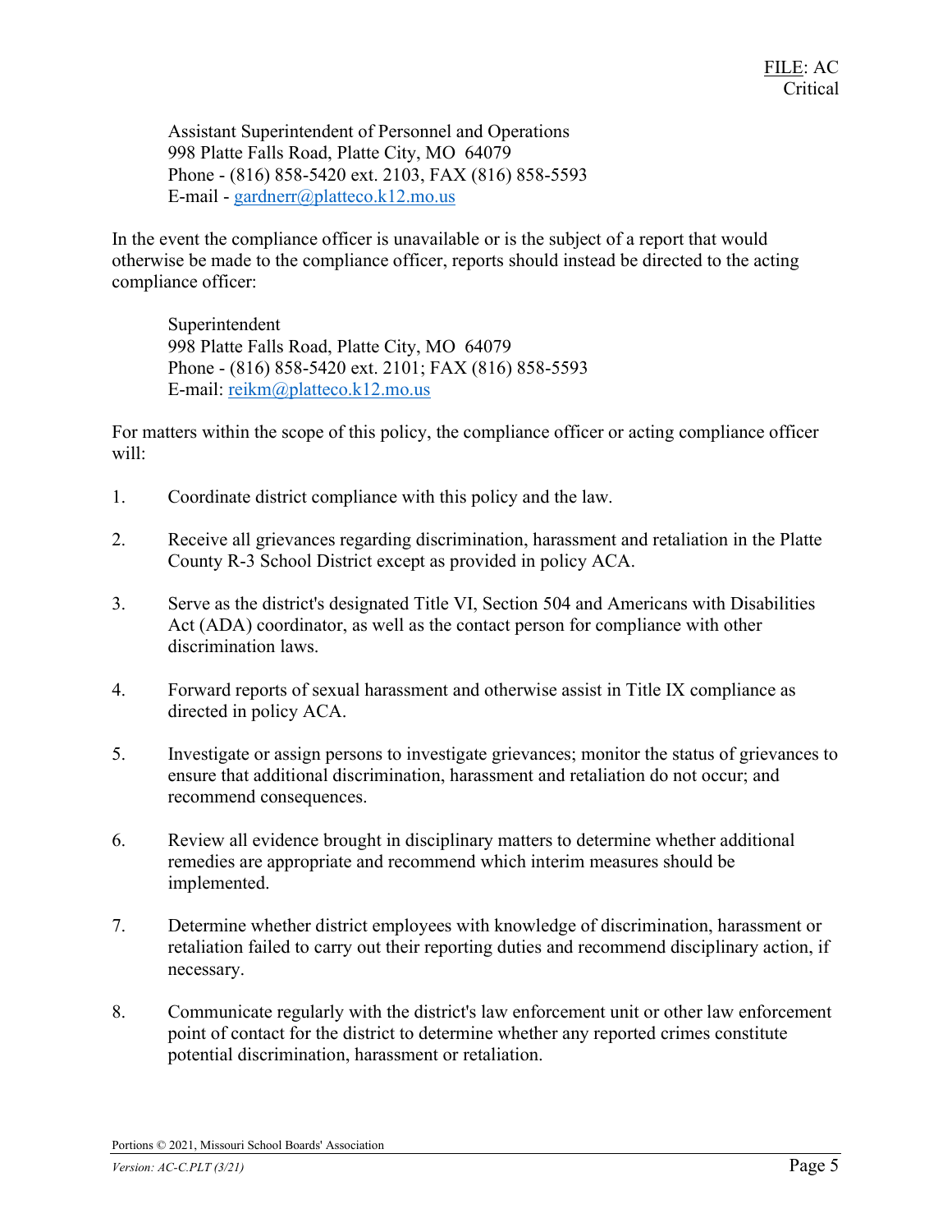Assistant Superintendent of Personnel and Operations
998 Platte Falls Road, Platte City, MO 64079
Phone - (816) 858-5420 ext. 2103, FAX (816) 858-5593
E-mail - gardnerr@platteco.k12.mo.us

In the event the compliance officer is unavailable or is the subject of a report that would otherwise be made to the compliance officer, reports should instead be directed to the acting compliance officer:

Superintendent
998 Platte Falls Road, Platte City, MO 64079
Phone - (816) 858-5420 ext. 2101; FAX (816) 858-5593
E-mail: reikm@platteco.k12.mo.us

For matters within the scope of this policy, the compliance officer or acting compliance officer will:

1. Coordinate district compliance with this policy and the law.

2. Receive all grievances regarding discrimination, harassment and retaliation in the Platte County R-3 School District except as provided in policy ACA.

3. Serve as the district's designated Title VI, Section 504 and Americans with Disabilities Act (ADA) coordinator, as well as the contact person for compliance with other discrimination laws.

4. Forward reports of sexual harassment and otherwise assist in Title IX compliance as directed in policy ACA.

5. Investigate or assign persons to investigate grievances; monitor the status of grievances to ensure that additional discrimination, harassment and retaliation do not occur; and recommend consequences.

6. Review all evidence brought in disciplinary matters to determine whether additional remedies are appropriate and recommend which interim measures should be implemented.

7. Determine whether district employees with knowledge of discrimination, harassment or retaliation failed to carry out their reporting duties and recommend disciplinary action, if necessary.

8. Communicate regularly with the district's law enforcement unit or other law enforcement point of contact for the district to determine whether any reported crimes constitute potential discrimination, harassment or retaliation.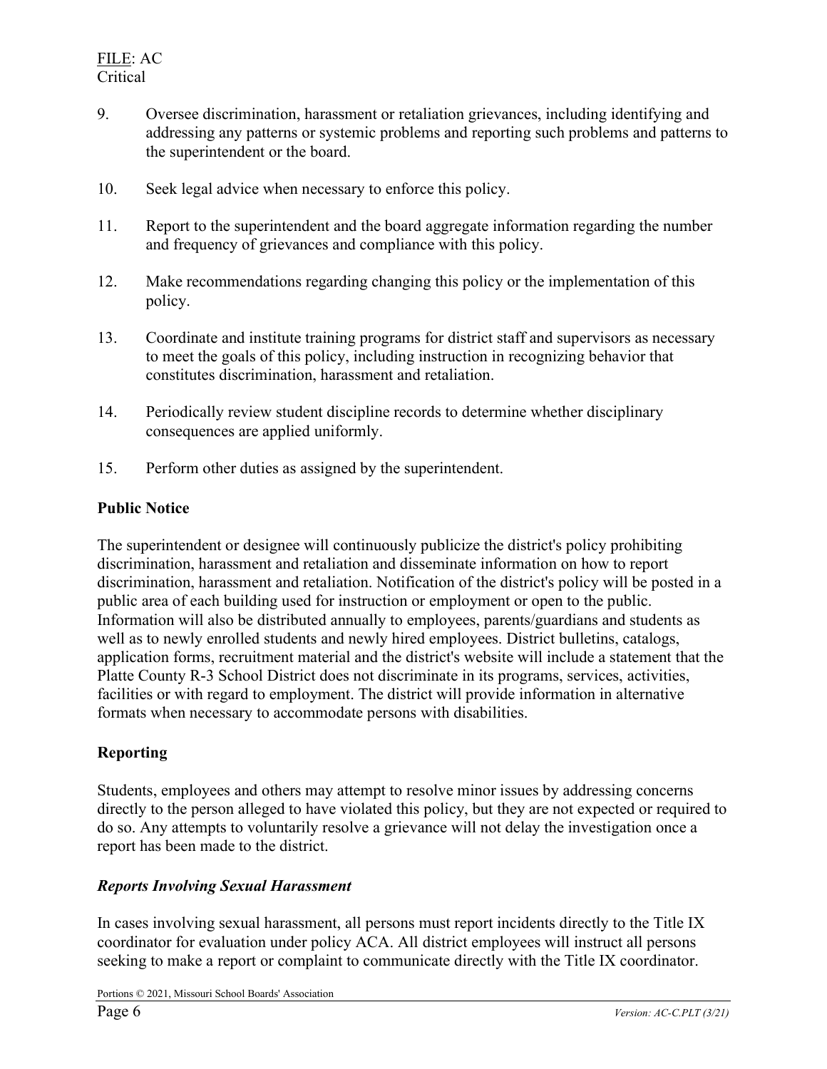9. Oversee discrimination, harassment or retaliation grievances, including identifying and addressing any patterns or systemic problems and reporting such problems and patterns to the superintendent or the board.

10. Seek legal advice when necessary to enforce this policy.

11. Report to the superintendent and the board aggregate information regarding the number and frequency of grievances and compliance with this policy.

12. Make recommendations regarding changing this policy or the implementation of this policy.

13. Coordinate and institute training programs for district staff and supervisors as necessary to meet the goals of this policy, including instruction in recognizing behavior that constitutes discrimination, harassment and retaliation.

14. Periodically review student discipline records to determine whether disciplinary consequences are applied uniformly.

15. Perform other duties as assigned by the superintendent.

**Public Notice**

The superintendent or designee will continuously publicize the district's policy prohibiting discrimination, harassment and retaliation and disseminate information on how to report discrimination, harassment and retaliation. Notification of the district's policy will be posted in a public area of each building used for instruction or employment or open to the public. Information will also be distributed annually to employees, parents/guardians and students as well as to newly enrolled students and newly hired employees. District bulletins, catalogs, application forms, recruitment material and the district's website will include a statement that the Platte County R-3 School District does not discriminate in its programs, services, activities, facilities or with regard to employment. The district will provide information in alternative formats when necessary to accommodate persons with disabilities.

**Reporting**

Students, employees and others may attempt to resolve minor issues by addressing concerns directly to the person alleged to have violated this policy, but they are not expected or required to do so. Any attempts to voluntarily resolve a grievance will not delay the investigation once a report has been made to the district.

***Reports Involving Sexual Harassment***

In cases involving sexual harassment, all persons must report incidents directly to the Title IX coordinator for evaluation under policy ACA. All district employees will instruct all persons seeking to make a report or complaint to communicate directly with the Title IX coordinator.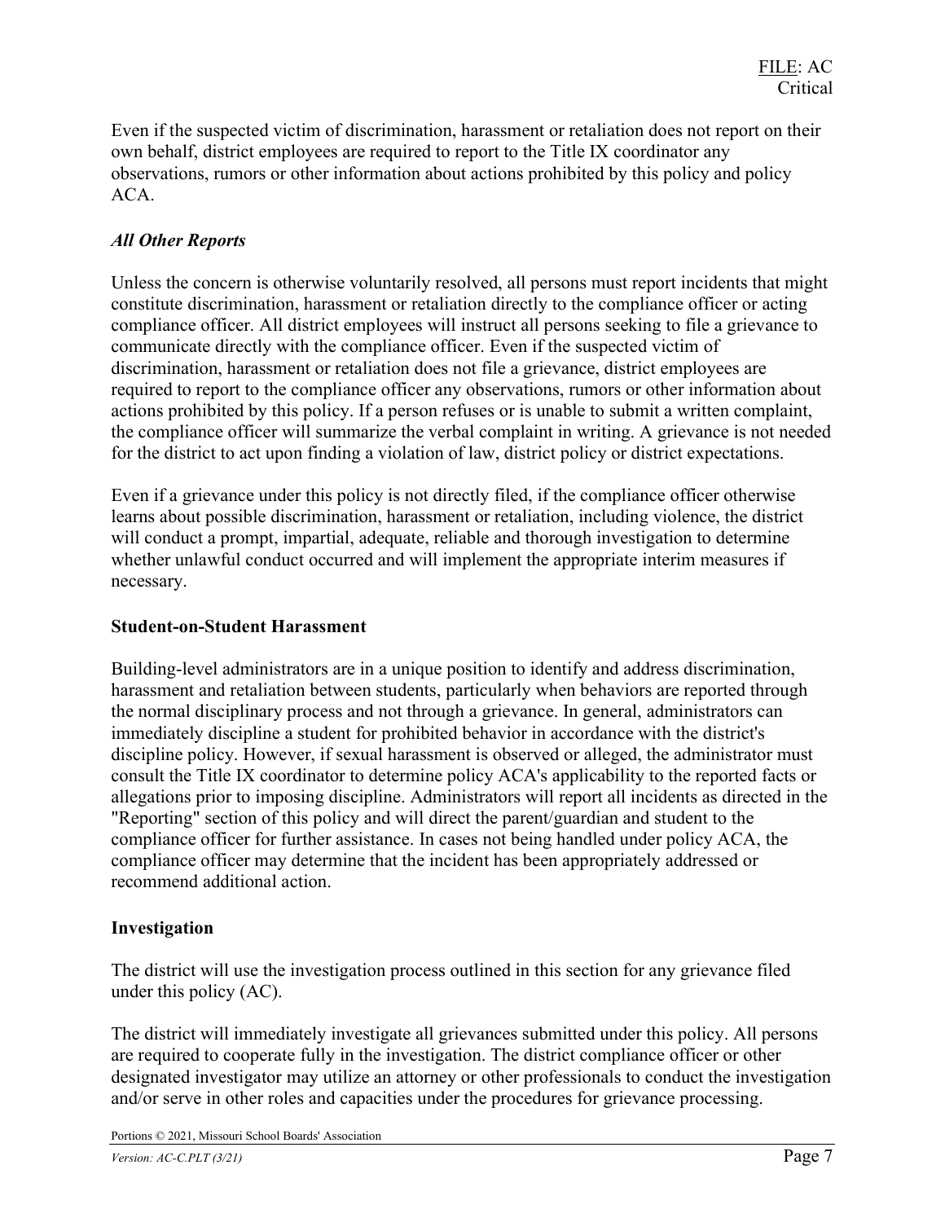Even if the suspected victim of discrimination, harassment or retaliation does not report on their own behalf, district employees are required to report to the Title IX coordinator any observations, rumors or other information about actions prohibited by this policy and policy ACA.

### *All Other Reports*

Unless the concern is otherwise voluntarily resolved, all persons must report incidents that might constitute discrimination, harassment or retaliation directly to the compliance officer or acting compliance officer. All district employees will instruct all persons seeking to file a grievance to communicate directly with the compliance officer. Even if the suspected victim of discrimination, harassment or retaliation does not file a grievance, district employees are required to report to the compliance officer any observations, rumors or other information about actions prohibited by this policy. If a person refuses or is unable to submit a written complaint, the compliance officer will summarize the verbal complaint in writing. A grievance is not needed for the district to act upon finding a violation of law, district policy or district expectations.

Even if a grievance under this policy is not directly filed, if the compliance officer otherwise learns about possible discrimination, harassment or retaliation, including violence, the district will conduct a prompt, impartial, adequate, reliable and thorough investigation to determine whether unlawful conduct occurred and will implement the appropriate interim measures if necessary.

## Student-on-Student Harassment

Building-level administrators are in a unique position to identify and address discrimination, harassment and retaliation between students, particularly when behaviors are reported through the normal disciplinary process and not through a grievance. In general, administrators can immediately discipline a student for prohibited behavior in accordance with the district's discipline policy. However, if sexual harassment is observed or alleged, the administrator must consult the Title IX coordinator to determine policy ACA's applicability to the reported facts or allegations prior to imposing discipline. Administrators will report all incidents as directed in the "Reporting" section of this policy and will direct the parent/guardian and student to the compliance officer for further assistance. In cases not being handled under policy ACA, the compliance officer may determine that the incident has been appropriately addressed or recommend additional action.

## Investigation

The district will use the investigation process outlined in this section for any grievance filed under this policy (AC).

The district will immediately investigate all grievances submitted under this policy. All persons are required to cooperate fully in the investigation. The district compliance officer or other designated investigator may utilize an attorney or other professionals to conduct the investigation and/or serve in other roles and capacities under the procedures for grievance processing.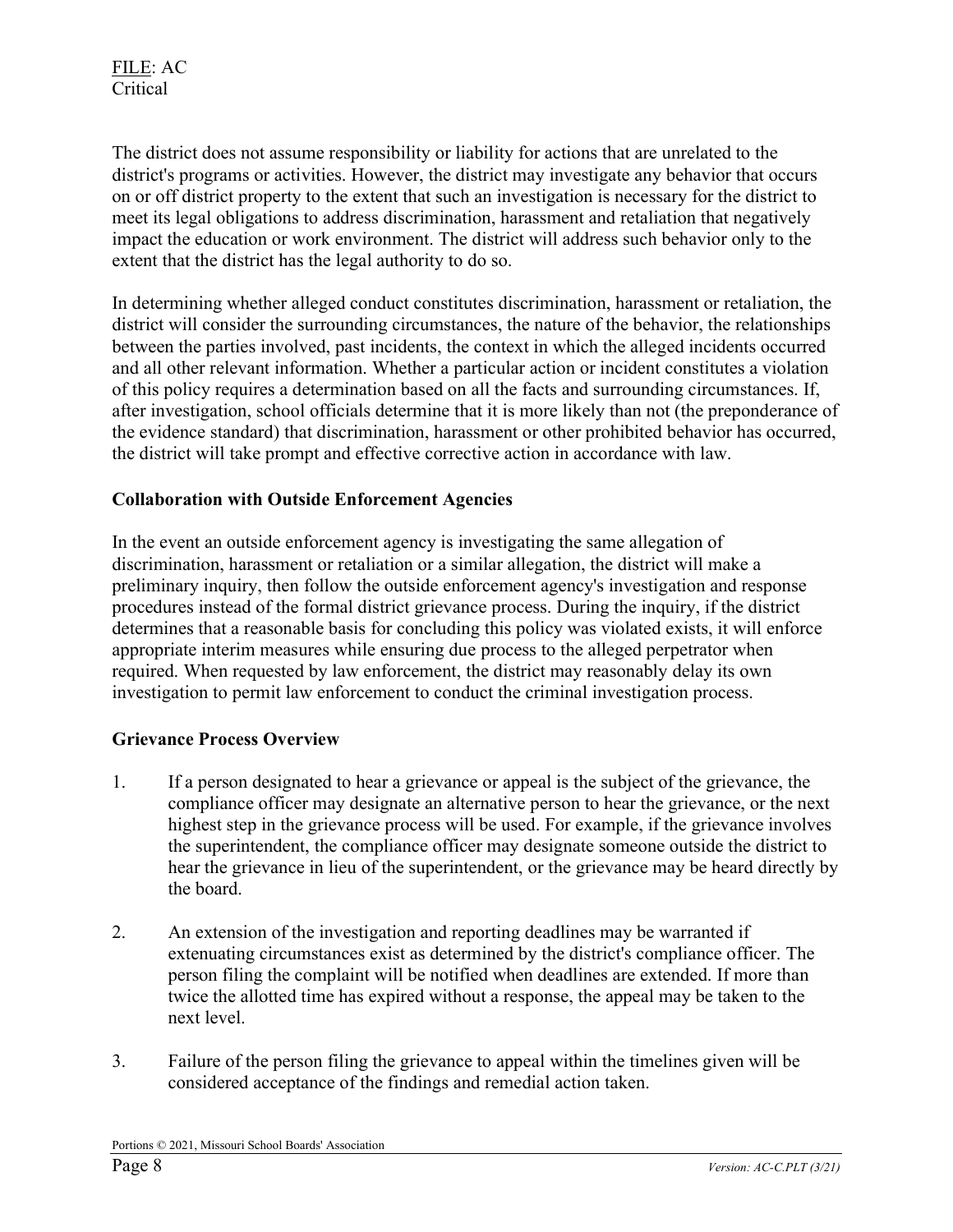The district does not assume responsibility or liability for actions that are unrelated to the district's programs or activities. However, the district may investigate any behavior that occurs on or off district property to the extent that such an investigation is necessary for the district to meet its legal obligations to address discrimination, harassment and retaliation that negatively impact the education or work environment. The district will address such behavior only to the extent that the district has the legal authority to do so.

In determining whether alleged conduct constitutes discrimination, harassment or retaliation, the district will consider the surrounding circumstances, the nature of the behavior, the relationships between the parties involved, past incidents, the context in which the alleged incidents occurred and all other relevant information. Whether a particular action or incident constitutes a violation of this policy requires a determination based on all the facts and surrounding circumstances. If, after investigation, school officials determine that it is more likely than not (the preponderance of the evidence standard) that discrimination, harassment or other prohibited behavior has occurred, the district will take prompt and effective corrective action in accordance with law.

**Collaboration with Outside Enforcement Agencies**

In the event an outside enforcement agency is investigating the same allegation of discrimination, harassment or retaliation or a similar allegation, the district will make a preliminary inquiry, then follow the outside enforcement agency's investigation and response procedures instead of the formal district grievance process. During the inquiry, if the district determines that a reasonable basis for concluding this policy was violated exists, it will enforce appropriate interim measures while ensuring due process to the alleged perpetrator when required. When requested by law enforcement, the district may reasonably delay its own investigation to permit law enforcement to conduct the criminal investigation process.

**Grievance Process Overview**

1. If a person designated to hear a grievance or appeal is the subject of the grievance, the compliance officer may designate an alternative person to hear the grievance, or the next highest step in the grievance process will be used. For example, if the grievance involves the superintendent, the compliance officer may designate someone outside the district to hear the grievance in lieu of the superintendent, or the grievance may be heard directly by the board.

2. An extension of the investigation and reporting deadlines may be warranted if extenuating circumstances exist as determined by the district's compliance officer. The person filing the complaint will be notified when deadlines are extended. If more than twice the allotted time has expired without a response, the appeal may be taken to the next level.

3. Failure of the person filing the grievance to appeal within the timelines given will be considered acceptance of the findings and remedial action taken.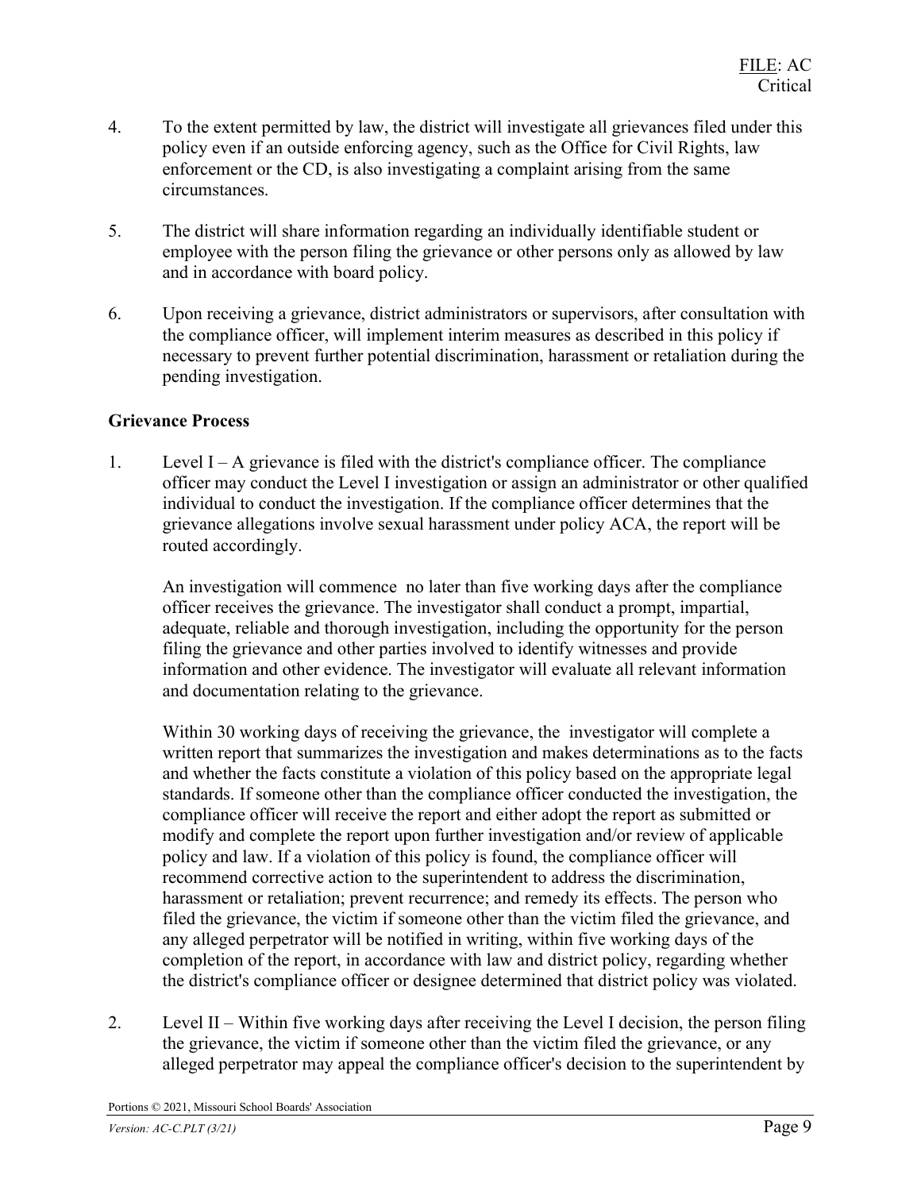4. To the extent permitted by law, the district will investigate all grievances filed under this policy even if an outside enforcing agency, such as the Office for Civil Rights, law enforcement or the CD, is also investigating a complaint arising from the same circumstances.

5. The district will share information regarding an individually identifiable student or employee with the person filing the grievance or other persons only as allowed by law and in accordance with board policy.

6. Upon receiving a grievance, district administrators or supervisors, after consultation with the compliance officer, will implement interim measures as described in this policy if necessary to prevent further potential discrimination, harassment or retaliation during the pending investigation.

**Grievance Process**

1. Level I – A grievance is filed with the district's compliance officer. The compliance officer may conduct the Level I investigation or assign an administrator or other qualified individual to conduct the investigation. If the compliance officer determines that the grievance allegations involve sexual harassment under policy ACA, the report will be routed accordingly.

   An investigation will commence no later than five working days after the compliance officer receives the grievance. The investigator shall conduct a prompt, impartial, adequate, reliable and thorough investigation, including the opportunity for the person filing the grievance and other parties involved to identify witnesses and provide information and other evidence. The investigator will evaluate all relevant information and documentation relating to the grievance.

   Within 30 working days of receiving the grievance, the investigator will complete a written report that summarizes the investigation and makes determinations as to the facts and whether the facts constitute a violation of this policy based on the appropriate legal standards. If someone other than the compliance officer conducted the investigation, the compliance officer will receive the report and either adopt the report as submitted or modify and complete the report upon further investigation and/or review of applicable policy and law. If a violation of this policy is found, the compliance officer will recommend corrective action to the superintendent to address the discrimination, harassment or retaliation; prevent recurrence; and remedy its effects. The person who filed the grievance, the victim if someone other than the victim filed the grievance, and any alleged perpetrator will be notified in writing, within five working days of the completion of the report, in accordance with law and district policy, regarding whether the district's compliance officer or designee determined that district policy was violated.

2. Level II – Within five working days after receiving the Level I decision, the person filing the grievance, the victim if someone other than the victim filed the grievance, or any alleged perpetrator may appeal the compliance officer's decision to the superintendent by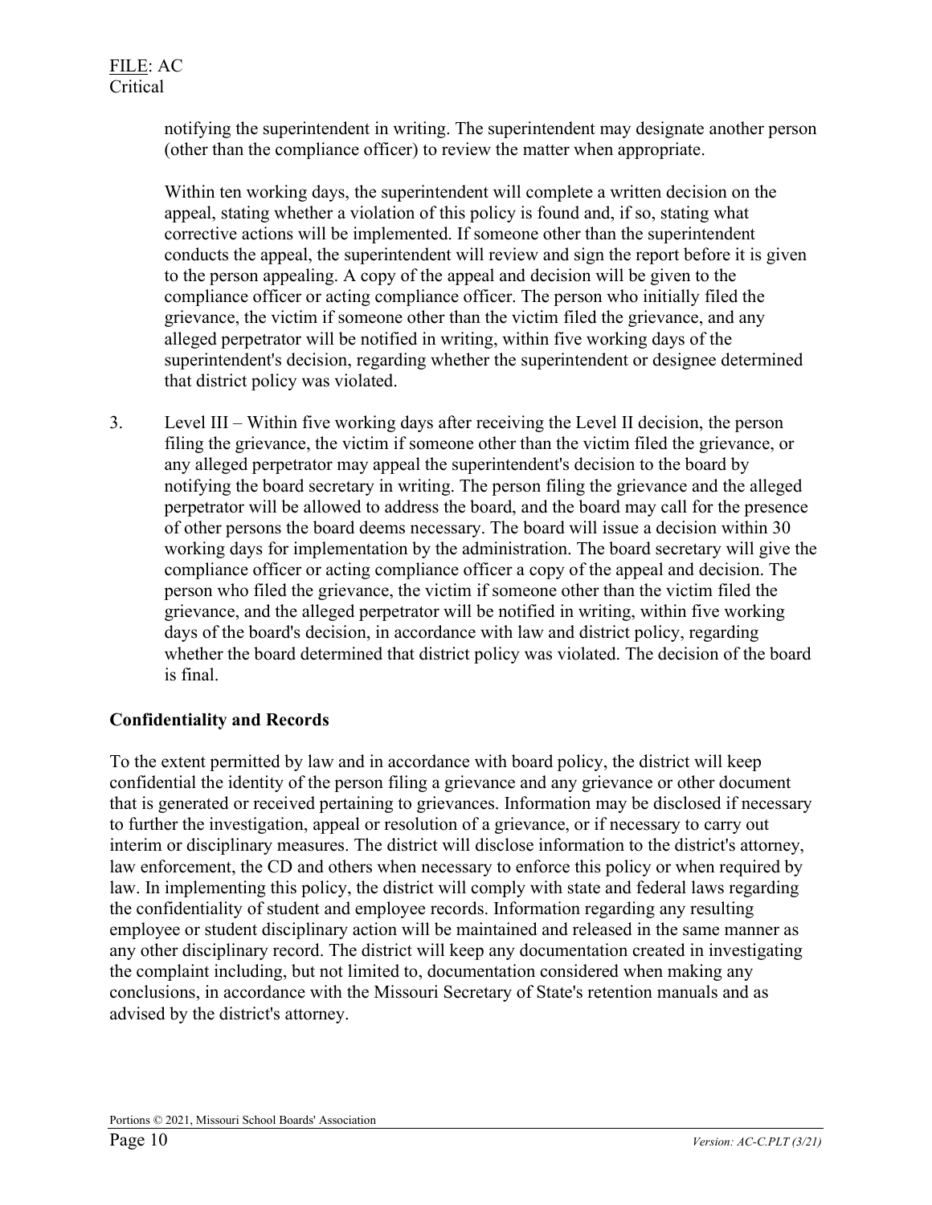notifying the superintendent in writing. The superintendent may designate another person (other than the compliance officer) to review the matter when appropriate.

Within ten working days, the superintendent will complete a written decision on the appeal, stating whether a violation of this policy is found and, if so, stating what corrective actions will be implemented. If someone other than the superintendent conducts the appeal, the superintendent will review and sign the report before it is given to the person appealing. A copy of the appeal and decision will be given to the compliance officer or acting compliance officer. The person who initially filed the grievance, the victim if someone other than the victim filed the grievance, and any alleged perpetrator will be notified in writing, within five working days of the superintendent's decision, regarding whether the superintendent or designee determined that district policy was violated.

3. Level III – Within five working days after receiving the Level II decision, the person filing the grievance, the victim if someone other than the victim filed the grievance, or any alleged perpetrator may appeal the superintendent's decision to the board by notifying the board secretary in writing. The person filing the grievance and the alleged perpetrator will be allowed to address the board, and the board may call for the presence of other persons the board deems necessary. The board will issue a decision within 30 working days for implementation by the administration. The board secretary will give the compliance officer or acting compliance officer a copy of the appeal and decision. The person who filed the grievance, the victim if someone other than the victim filed the grievance, and the alleged perpetrator will be notified in writing, within five working days of the board's decision, in accordance with law and district policy, regarding whether the board determined that district policy was violated. The decision of the board is final.

**Confidentiality and Records**

To the extent permitted by law and in accordance with board policy, the district will keep confidential the identity of the person filing a grievance and any grievance or other document that is generated or received pertaining to grievances. Information may be disclosed if necessary to further the investigation, appeal or resolution of a grievance, or if necessary to carry out interim or disciplinary measures. The district will disclose information to the district's attorney, law enforcement, the CD and others when necessary to enforce this policy or when required by law. In implementing this policy, the district will comply with state and federal laws regarding the confidentiality of student and employee records. Information regarding any resulting employee or student disciplinary action will be maintained and released in the same manner as any other disciplinary record. The district will keep any documentation created in investigating the complaint including, but not limited to, documentation considered when making any conclusions, in accordance with the Missouri Secretary of State's retention manuals and as advised by the district's attorney.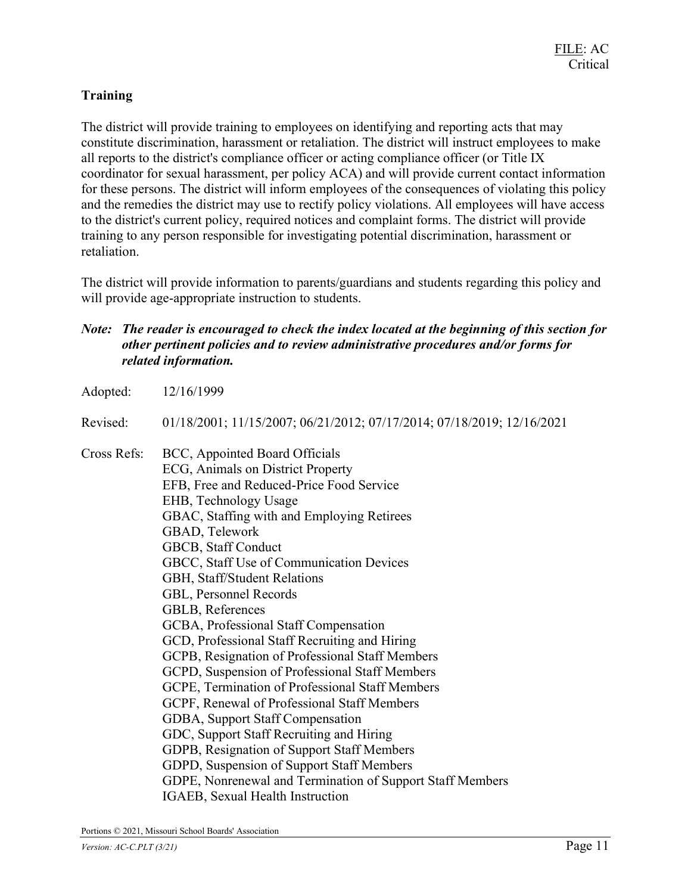### Training

The district will provide training to employees on identifying and reporting acts that may constitute discrimination, harassment or retaliation. The district will instruct employees to make all reports to the district's compliance officer or acting compliance officer (or Title IX coordinator for sexual harassment, per policy ACA) and will provide current contact information for these persons. The district will inform employees of the consequences of violating this policy and the remedies the district may use to rectify policy violations. All employees will have access to the district's current policy, required notices and complaint forms. The district will provide training to any person responsible for investigating potential discrimination, harassment or retaliation.

The district will provide information to parents/guardians and students regarding this policy and will provide age-appropriate instruction to students.

***Note: The reader is encouraged to check the index located at the beginning of this section for other pertinent policies and to review administrative procedures and/or forms for related information.***

Adopted: 12/16/1999

Revised: 01/18/2001; 11/15/2007; 06/21/2012; 07/17/2014; 07/18/2019; 12/16/2021

Cross Refs:
BCC, Appointed Board Officials
ECG, Animals on District Property
EFB, Free and Reduced-Price Food Service
EHB, Technology Usage
GBAC, Staffing with and Employing Retirees
GBAD, Telework
GBCB, Staff Conduct
GBCC, Staff Use of Communication Devices
GBH, Staff/Student Relations
GBL, Personnel Records
GBLB, References
GCBA, Professional Staff Compensation
GCD, Professional Staff Recruiting and Hiring
GCPB, Resignation of Professional Staff Members
GCPD, Suspension of Professional Staff Members
GCPE, Termination of Professional Staff Members
GCPF, Renewal of Professional Staff Members
GDBA, Support Staff Compensation
GDC, Support Staff Recruiting and Hiring
GDPB, Resignation of Support Staff Members
GDPD, Suspension of Support Staff Members
GDPE, Nonrenewal and Termination of Support Staff Members
IGAEB, Sexual Health Instruction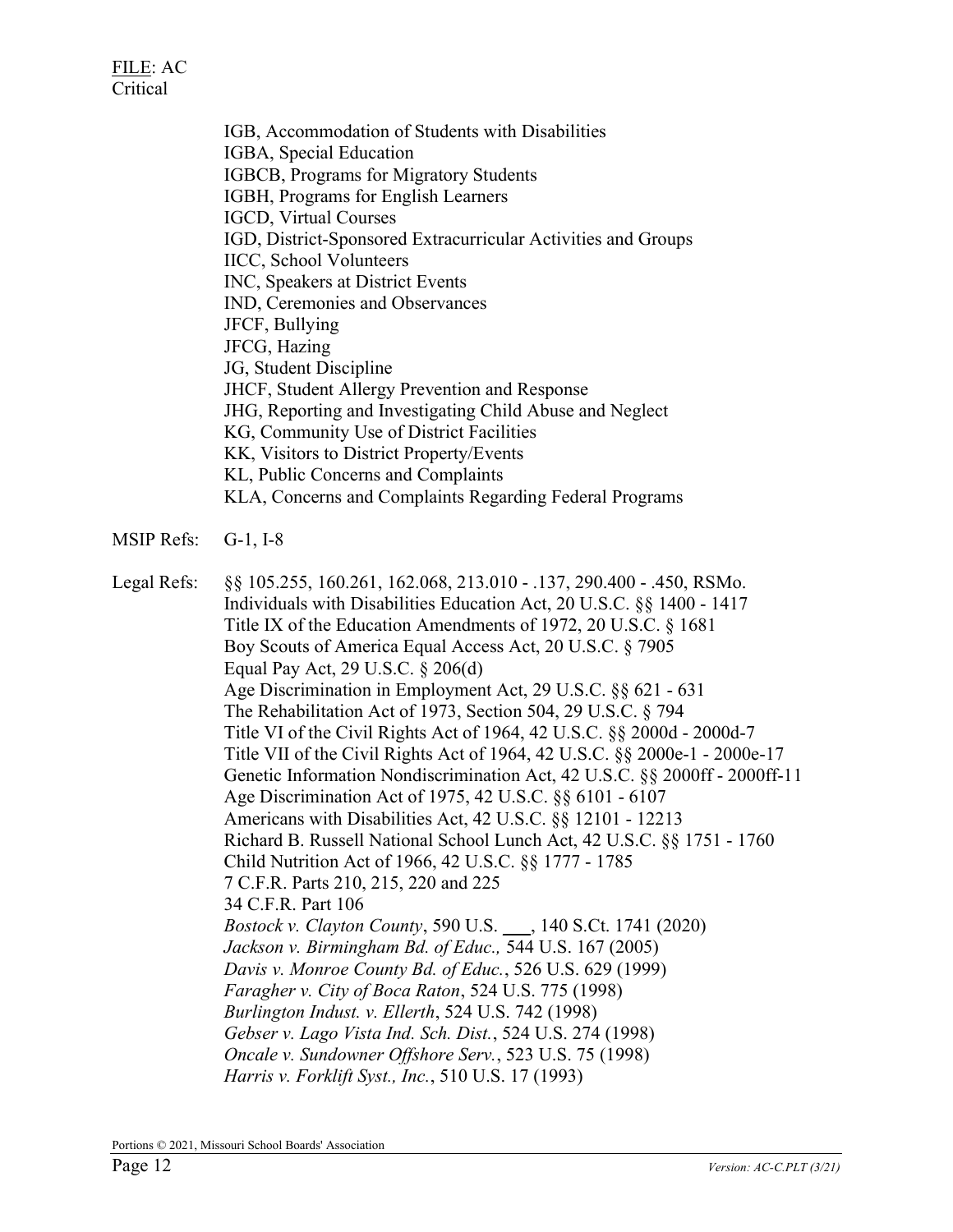FILE: AC
Critical

IGB, Accommodation of Students with Disabilities
IGBA, Special Education
IGBCB, Programs for Migratory Students
IGBH, Programs for English Learners
IGCD, Virtual Courses
IGD, District-Sponsored Extracurricular Activities and Groups
IICC, School Volunteers
INC, Speakers at District Events
IND, Ceremonies and Observances
JFCF, Bullying
JFCG, Hazing
JG, Student Discipline
JHCF, Student Allergy Prevention and Response
JHG, Reporting and Investigating Child Abuse and Neglect
KG, Community Use of District Facilities
KK, Visitors to District Property/Events
KL, Public Concerns and Complaints
KLA, Concerns and Complaints Regarding Federal Programs

MSIP Refs: G-1, I-8

Legal Refs:
§§ 105.255, 160.261, 162.068, 213.010 - .137, 290.400 - .450, RSMo.
Individuals with Disabilities Education Act, 20 U.S.C. §§ 1400 - 1417
Title IX of the Education Amendments of 1972, 20 U.S.C. § 1681
Boy Scouts of America Equal Access Act, 20 U.S.C. § 7905
Equal Pay Act, 29 U.S.C. § 206(d)
Age Discrimination in Employment Act, 29 U.S.C. §§ 621 - 631
The Rehabilitation Act of 1973, Section 504, 29 U.S.C. § 794
Title VI of the Civil Rights Act of 1964, 42 U.S.C. §§ 2000d - 2000d-7
Title VII of the Civil Rights Act of 1964, 42 U.S.C. §§ 2000e-1 - 2000e-17
Genetic Information Nondiscrimination Act, 42 U.S.C. §§ 2000ff - 2000ff-11
Age Discrimination Act of 1975, 42 U.S.C. §§ 6101 - 6107
Americans with Disabilities Act, 42 U.S.C. §§ 12101 - 12213
Richard B. Russell National School Lunch Act, 42 U.S.C. §§ 1751 - 1760
Child Nutrition Act of 1966, 42 U.S.C. §§ 1777 - 1785
7 C.F.R. Parts 210, 215, 220 and 225
34 C.F.R. Part 106
*Bostock v. Clayton County*, 590 U.S. ___, 140 S.Ct. 1741 (2020)
*Jackson v. Birmingham Bd. of Educ.,* 544 U.S. 167 (2005)
*Davis v. Monroe County Bd. of Educ.*, 526 U.S. 629 (1999)
*Faragher v. City of Boca Raton*, 524 U.S. 775 (1998)
*Burlington Indust. v. Ellerth*, 524 U.S. 742 (1998)
*Gebser v. Lago Vista Ind. Sch. Dist.*, 524 U.S. 274 (1998)
*Oncale v. Sundowner Offshore Serv.*, 523 U.S. 75 (1998)
*Harris v. Forklift Syst., Inc.*, 510 U.S. 17 (1993)

Portions © 2021, Missouri School Boards' Association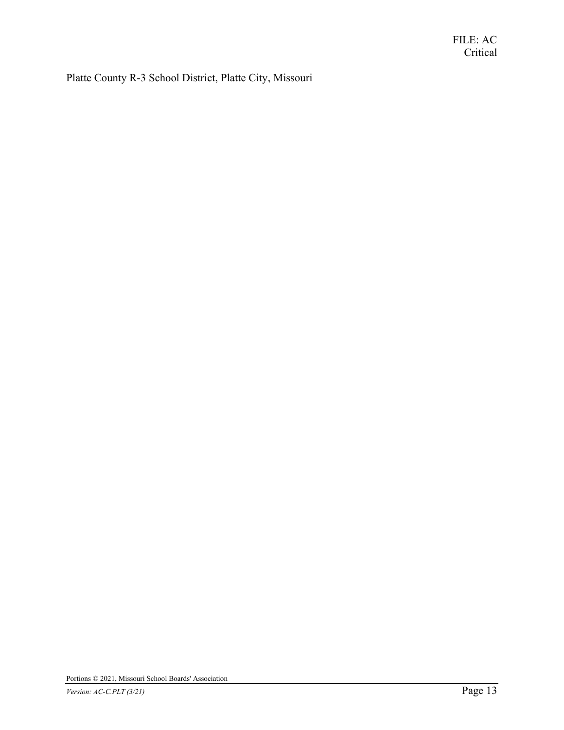Platte County R-3 School District, Platte City, Missouri